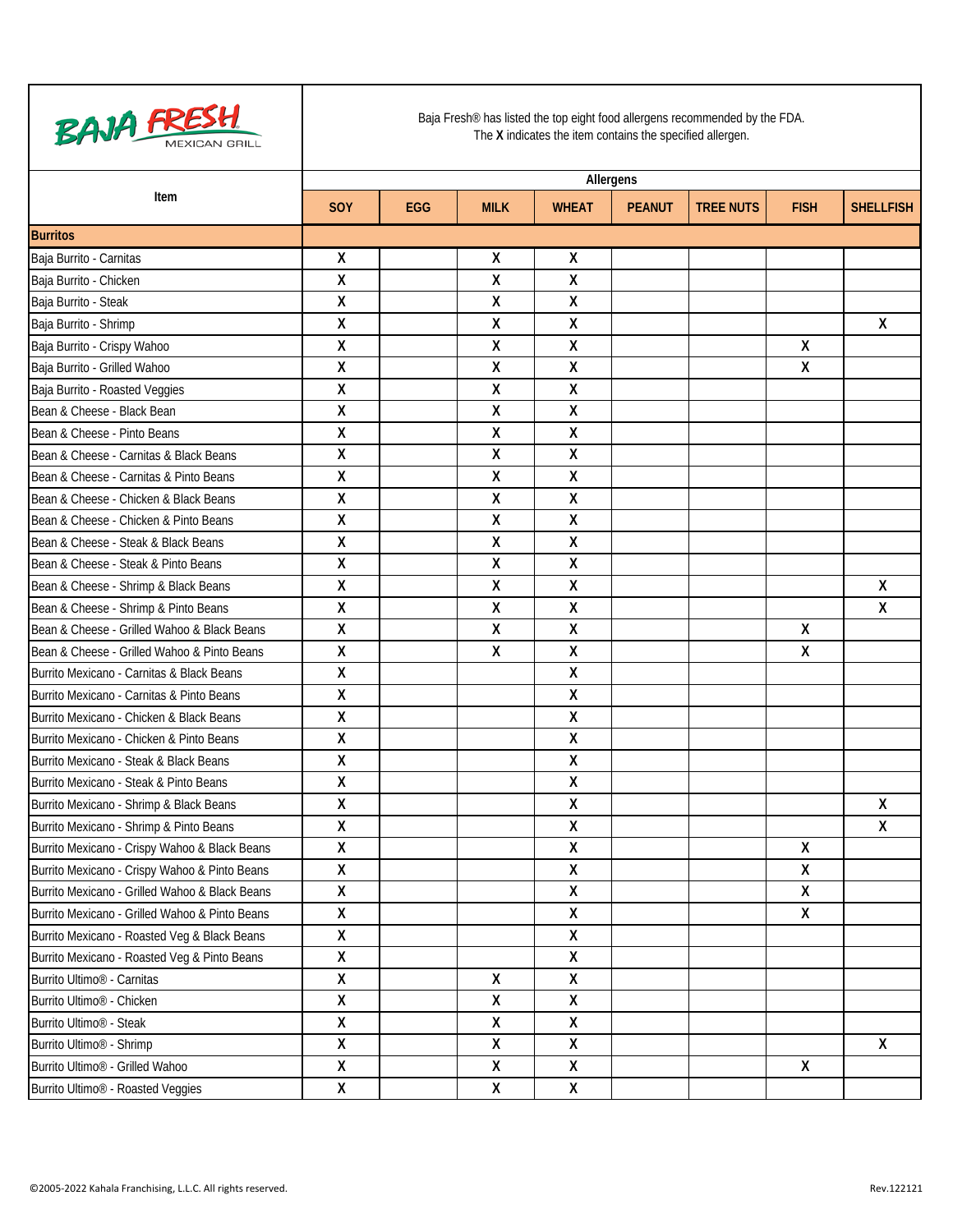BAJA FRESH MEXICAN GRILL

Baja Fresh® has listed the top eight food allergens recommended by the FDA.
The **X** indicates the item contains the specified allergen.

| Item | Allergens | | | | | | | |
|---|---|---|---|---|---|---|---|---|
| | **SOY** | **EGG** | **MILK** | **WHEAT** | **PEANUT** | **TREE NUTS** | **FISH** | **SHELLFISH** |
| **Burritos** | | | | | | | | |
| Baja Burrito - Carnitas | X | | X | X | | | | |
| Baja Burrito - Chicken | X | | X | X | | | | |
| Baja Burrito - Steak | X | | X | X | | | | |
| Baja Burrito - Shrimp | X | | X | X | | | | X |
| Baja Burrito - Crispy Wahoo | X | | X | X | | | X | |
| Baja Burrito - Grilled Wahoo | X | | X | X | | | X | |
| Baja Burrito - Roasted Veggies | X | | X | X | | | | |
| Bean & Cheese - Black Bean | X | | X | X | | | | |
| Bean & Cheese - Pinto Beans | X | | X | X | | | | |
| Bean & Cheese - Carnitas & Black Beans | X | | X | X | | | | |
| Bean & Cheese - Carnitas & Pinto Beans | X | | X | X | | | | |
| Bean & Cheese - Chicken & Black Beans | X | | X | X | | | | |
| Bean & Cheese - Chicken & Pinto Beans | X | | X | X | | | | |
| Bean & Cheese - Steak & Black Beans | X | | X | X | | | | |
| Bean & Cheese - Steak & Pinto Beans | X | | X | X | | | | |
| Bean & Cheese - Shrimp & Black Beans | X | | X | X | | | | X |
| Bean & Cheese - Shrimp & Pinto Beans | X | | X | X | | | | X |
| Bean & Cheese - Grilled Wahoo & Black Beans | X | | X | X | | | X | |
| Bean & Cheese - Grilled Wahoo & Pinto Beans | X | | X | X | | | X | |
| Burrito Mexicano - Carnitas & Black Beans | X | | | X | | | | |
| Burrito Mexicano - Carnitas & Pinto Beans | X | | | X | | | | |
| Burrito Mexicano - Chicken & Black Beans | X | | | X | | | | |
| Burrito Mexicano - Chicken & Pinto Beans | X | | | X | | | | |
| Burrito Mexicano - Steak & Black Beans | X | | | X | | | | |
| Burrito Mexicano - Steak & Pinto Beans | X | | | X | | | | |
| Burrito Mexicano - Shrimp & Black Beans | X | | | X | | | | X |
| Burrito Mexicano - Shrimp & Pinto Beans | X | | | X | | | | X |
| Burrito Mexicano - Crispy Wahoo & Black Beans | X | | | X | | | X | |
| Burrito Mexicano - Crispy Wahoo & Pinto Beans | X | | | X | | | X | |
| Burrito Mexicano - Grilled Wahoo & Black Beans | X | | | X | | | X | |
| Burrito Mexicano - Grilled Wahoo & Pinto Beans | X | | | X | | | X | |
| Burrito Mexicano - Roasted Veg & Black Beans | X | | | X | | | | |
| Burrito Mexicano - Roasted Veg & Pinto Beans | X | | | X | | | | |
| Burrito Ultimo® - Carnitas | X | | X | X | | | | |
| Burrito Ultimo® - Chicken | X | | X | X | | | | |
| Burrito Ultimo® - Steak | X | | X | X | | | | |
| Burrito Ultimo® - Shrimp | X | | X | X | | | | X |
| Burrito Ultimo® - Grilled Wahoo | X | | X | X | | | X | |
| Burrito Ultimo® - Roasted Veggies | X | | X | X | | | | |

©2005-2022 Kahala Franchising, L.L.C. All rights reserved. Rev.122121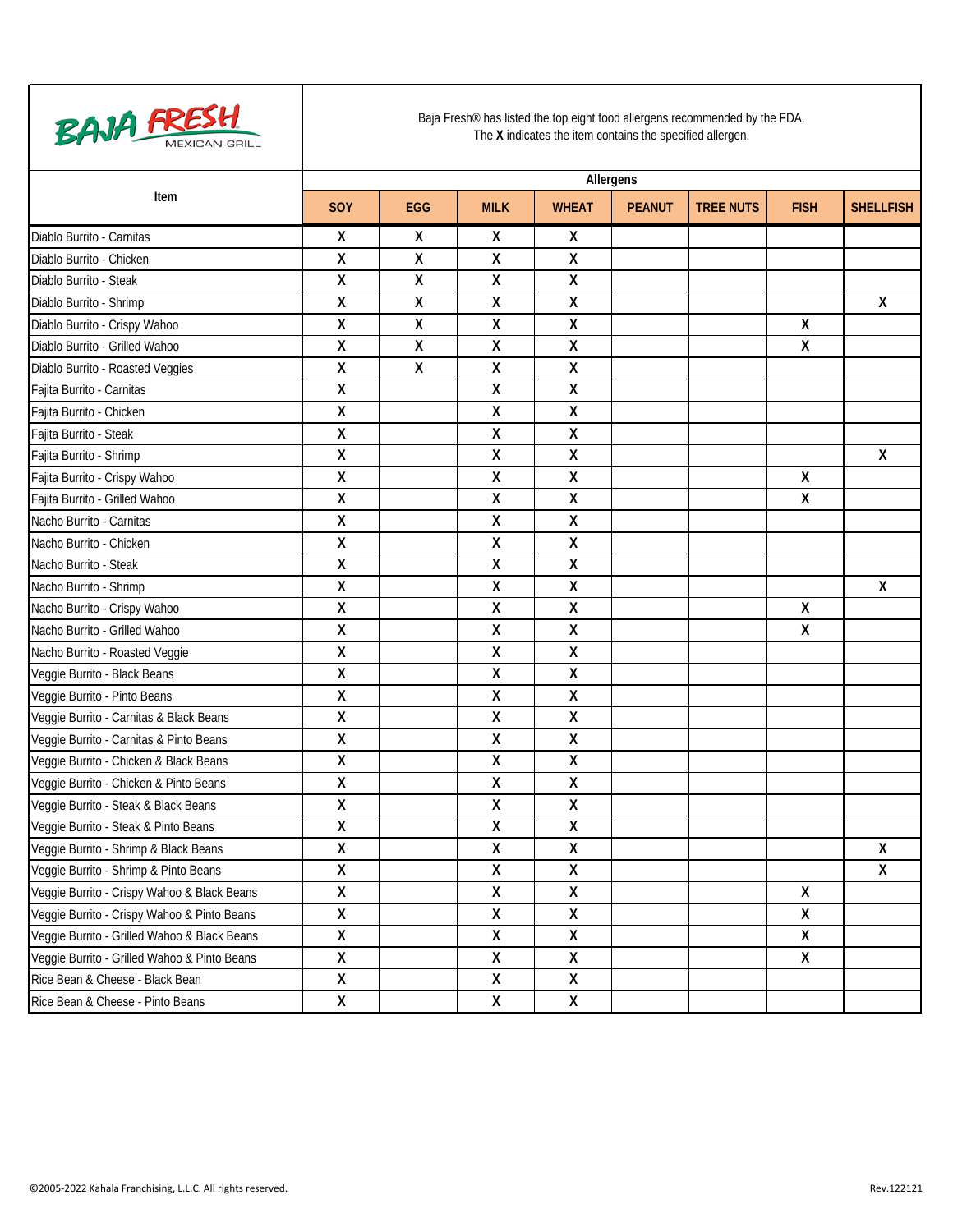Baja Fresh® has listed the top eight food allergens recommended by the FDA.
The **X** indicates the item contains the specified allergen.

| Item | Allergens | | | | | | | |
|---|---|---|---|---|---|---|---|---|
| | SOY | EGG | MILK | WHEAT | PEANUT | TREE NUTS | FISH | SHELLFISH |
| Diablo Burrito - Carnitas | X | X | X | X | | | | |
| Diablo Burrito - Chicken | X | X | X | X | | | | |
| Diablo Burrito - Steak | X | X | X | X | | | | |
| Diablo Burrito - Shrimp | X | X | X | X | | | | X |
| Diablo Burrito - Crispy Wahoo | X | X | X | X | | | X | |
| Diablo Burrito - Grilled Wahoo | X | X | X | X | | | X | |
| Diablo Burrito - Roasted Veggies | X | X | X | X | | | | |
| Fajita Burrito - Carnitas | X | | X | X | | | | |
| Fajita Burrito - Chicken | X | | X | X | | | | |
| Fajita Burrito - Steak | X | | X | X | | | | |
| Fajita Burrito - Shrimp | X | | X | X | | | | X |
| Fajita Burrito - Crispy Wahoo | X | | X | X | | | X | |
| Fajita Burrito - Grilled Wahoo | X | | X | X | | | X | |
| Nacho Burrito - Carnitas | X | | X | X | | | | |
| Nacho Burrito - Chicken | X | | X | X | | | | |
| Nacho Burrito - Steak | X | | X | X | | | | |
| Nacho Burrito - Shrimp | X | | X | X | | | | X |
| Nacho Burrito - Crispy Wahoo | X | | X | X | | | X | |
| Nacho Burrito - Grilled Wahoo | X | | X | X | | | X | |
| Nacho Burrito - Roasted Veggie | X | | X | X | | | | |
| Veggie Burrito - Black Beans | X | | X | X | | | | |
| Veggie Burrito - Pinto Beans | X | | X | X | | | | |
| Veggie Burrito - Carnitas & Black Beans | X | | X | X | | | | |
| Veggie Burrito - Carnitas & Pinto Beans | X | | X | X | | | | |
| Veggie Burrito - Chicken & Black Beans | X | | X | X | | | | |
| Veggie Burrito - Chicken & Pinto Beans | X | | X | X | | | | |
| Veggie Burrito - Steak & Black Beans | X | | X | X | | | | |
| Veggie Burrito - Steak & Pinto Beans | X | | X | X | | | | |
| Veggie Burrito - Shrimp & Black Beans | X | | X | X | | | | X |
| Veggie Burrito - Shrimp & Pinto Beans | X | | X | X | | | | X |
| Veggie Burrito - Crispy Wahoo & Black Beans | X | | X | X | | | X | |
| Veggie Burrito - Crispy Wahoo & Pinto Beans | X | | X | X | | | X | |
| Veggie Burrito - Grilled Wahoo & Black Beans | X | | X | X | | | X | |
| Veggie Burrito - Grilled Wahoo & Pinto Beans | X | | X | X | | | X | |
| Rice Bean & Cheese - Black Bean | X | | X | X | | | | |
| Rice Bean & Cheese - Pinto Beans | X | | X | X | | | | |

©2005-2022 Kahala Franchising, L.L.C. All rights reserved. Rev.122121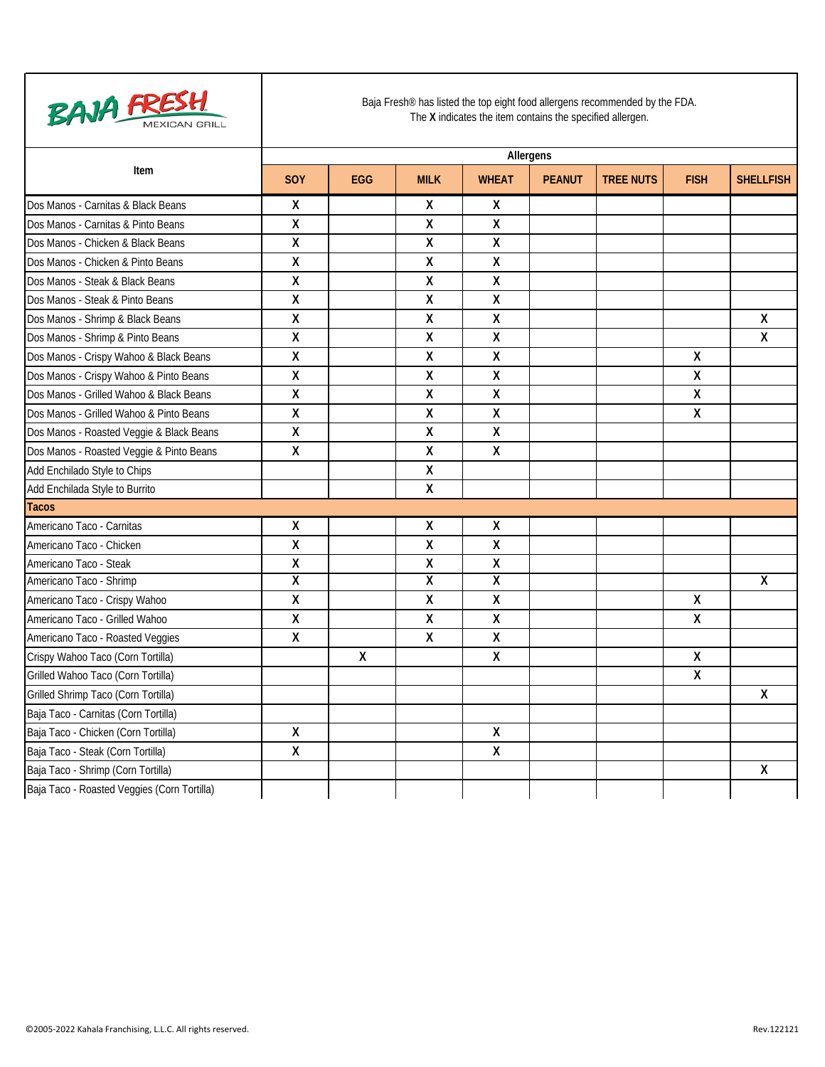Baja Fresh® has listed the top eight food allergens recommended by the FDA.
The **X** indicates the item contains the specified allergen.

| Item | Allergens | | | | | | | |
|---|---|---|---|---|---|---|---|---|
| | SOY | EGG | MILK | WHEAT | PEANUT | TREE NUTS | FISH | SHELLFISH |
| Dos Manos - Carnitas & Black Beans | X | | X | X | | | | |
| Dos Manos - Carnitas & Pinto Beans | X | | X | X | | | | |
| Dos Manos - Chicken & Black Beans | X | | X | X | | | | |
| Dos Manos - Chicken & Pinto Beans | X | | X | X | | | | |
| Dos Manos - Steak & Black Beans | X | | X | X | | | | |
| Dos Manos - Steak & Pinto Beans | X | | X | X | | | | |
| Dos Manos - Shrimp & Black Beans | X | | X | X | | | | X |
| Dos Manos - Shrimp & Pinto Beans | X | | X | X | | | | X |
| Dos Manos - Crispy Wahoo & Black Beans | X | | X | X | | | X | |
| Dos Manos - Crispy Wahoo & Pinto Beans | X | | X | X | | | X | |
| Dos Manos - Grilled Wahoo & Black Beans | X | | X | X | | | X | |
| Dos Manos - Grilled Wahoo & Pinto Beans | X | | X | X | | | X | |
| Dos Manos - Roasted Veggie & Black Beans | X | | X | X | | | | |
| Dos Manos - Roasted Veggie & Pinto Beans | X | | X | X | | | | |
| Add Enchilado Style to Chips | | | X | | | | | |
| Add Enchilada Style to Burrito | | | X | | | | | |
| **Tacos** | | | | | | | | |
| Americano Taco - Carnitas | X | | X | X | | | | |
| Americano Taco - Chicken | X | | X | X | | | | |
| Americano Taco - Steak | X | | X | X | | | | |
| Americano Taco - Shrimp | X | | X | X | | | | X |
| Americano Taco - Crispy Wahoo | X | | X | X | | | X | |
| Americano Taco - Grilled Wahoo | X | | X | X | | | X | |
| Americano Taco - Roasted Veggies | X | | X | X | | | | |
| Crispy Wahoo Taco (Corn Tortilla) | | X | | X | | | X | |
| Grilled Wahoo Taco (Corn Tortilla) | | | | | | | X | |
| Grilled Shrimp Taco (Corn Tortilla) | | | | | | | | X |
| Baja Taco - Carnitas (Corn Tortilla) | | | | | | | | |
| Baja Taco - Chicken (Corn Tortilla) | X | | | X | | | | |
| Baja Taco - Steak (Corn Tortilla) | X | | | X | | | | |
| Baja Taco - Shrimp (Corn Tortilla) | | | | | | | | X |
| Baja Taco - Roasted Veggies (Corn Tortilla) | | | | | | | | |

©2005-2022 Kahala Franchising, L.L.C. All rights reserved. Rev.122121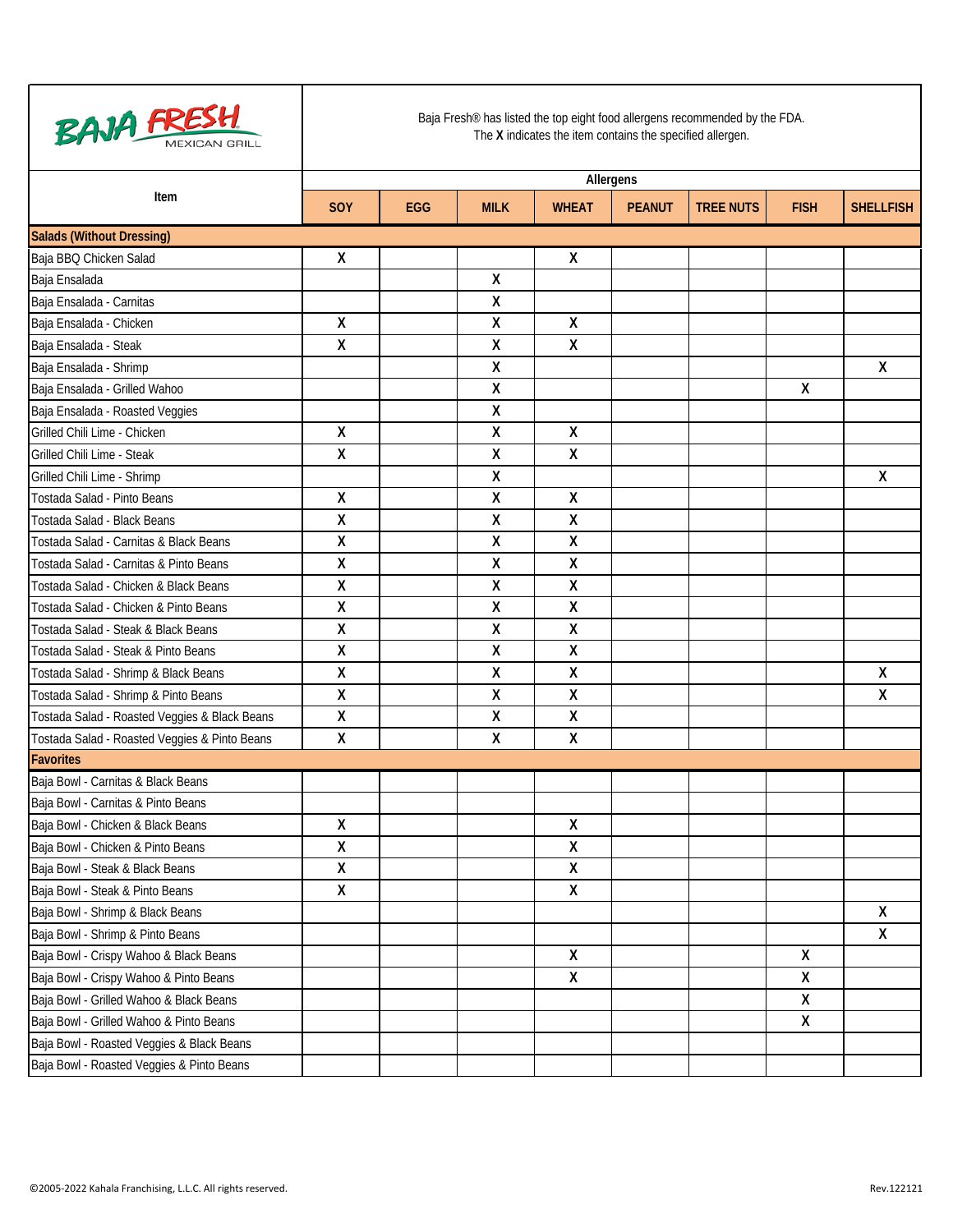BAJA FRESH MEXICAN GRILL

Baja Fresh® has listed the top eight food allergens recommended by the FDA.
The **X** indicates the item contains the specified allergen.

| Item | Allergens | | | | | | | |
|---|---|---|---|---|---|---|---|---|
| | **SOY** | **EGG** | **MILK** | **WHEAT** | **PEANUT** | **TREE NUTS** | **FISH** | **SHELLFISH** |
| **Salads (Without Dressing)** | | | | | | | | |
| Baja BBQ Chicken Salad | X | | | X | | | | |
| Baja Ensalada | | | X | | | | | |
| Baja Ensalada - Carnitas | | | X | | | | | |
| Baja Ensalada - Chicken | X | | X | X | | | | |
| Baja Ensalada - Steak | X | | X | X | | | | |
| Baja Ensalada - Shrimp | | | X | | | | | X |
| Baja Ensalada - Grilled Wahoo | | | X | | | | X | |
| Baja Ensalada - Roasted Veggies | | | X | | | | | |
| Grilled Chili Lime - Chicken | X | | X | X | | | | |
| Grilled Chili Lime - Steak | X | | X | X | | | | |
| Grilled Chili Lime - Shrimp | | | X | | | | | X |
| Tostada Salad - Pinto Beans | X | | X | X | | | | |
| Tostada Salad - Black Beans | X | | X | X | | | | |
| Tostada Salad - Carnitas & Black Beans | X | | X | X | | | | |
| Tostada Salad - Carnitas & Pinto Beans | X | | X | X | | | | |
| Tostada Salad - Chicken & Black Beans | X | | X | X | | | | |
| Tostada Salad - Chicken & Pinto Beans | X | | X | X | | | | |
| Tostada Salad - Steak & Black Beans | X | | X | X | | | | |
| Tostada Salad - Steak & Pinto Beans | X | | X | X | | | | |
| Tostada Salad - Shrimp & Black Beans | X | | X | X | | | | X |
| Tostada Salad - Shrimp & Pinto Beans | X | | X | X | | | | X |
| Tostada Salad - Roasted Veggies & Black Beans | X | | X | X | | | | |
| Tostada Salad - Roasted Veggies & Pinto Beans | X | | X | X | | | | |
| **Favorites** | | | | | | | | |
| Baja Bowl - Carnitas & Black Beans | | | | | | | | |
| Baja Bowl - Carnitas & Pinto Beans | | | | | | | | |
| Baja Bowl - Chicken & Black Beans | X | | | X | | | | |
| Baja Bowl - Chicken & Pinto Beans | X | | | X | | | | |
| Baja Bowl - Steak & Black Beans | X | | | X | | | | |
| Baja Bowl - Steak & Pinto Beans | X | | | X | | | | |
| Baja Bowl - Shrimp & Black Beans | | | | | | | | X |
| Baja Bowl - Shrimp & Pinto Beans | | | | | | | | X |
| Baja Bowl - Crispy Wahoo & Black Beans | | | | X | | | X | |
| Baja Bowl - Crispy Wahoo & Pinto Beans | | | | X | | | X | |
| Baja Bowl - Grilled Wahoo & Black Beans | | | | | | | X | |
| Baja Bowl - Grilled Wahoo & Pinto Beans | | | | | | | X | |
| Baja Bowl - Roasted Veggies & Black Beans | | | | | | | | |
| Baja Bowl - Roasted Veggies & Pinto Beans | | | | | | | | |

©2005-2022 Kahala Franchising, L.L.C. All rights reserved. Rev.122121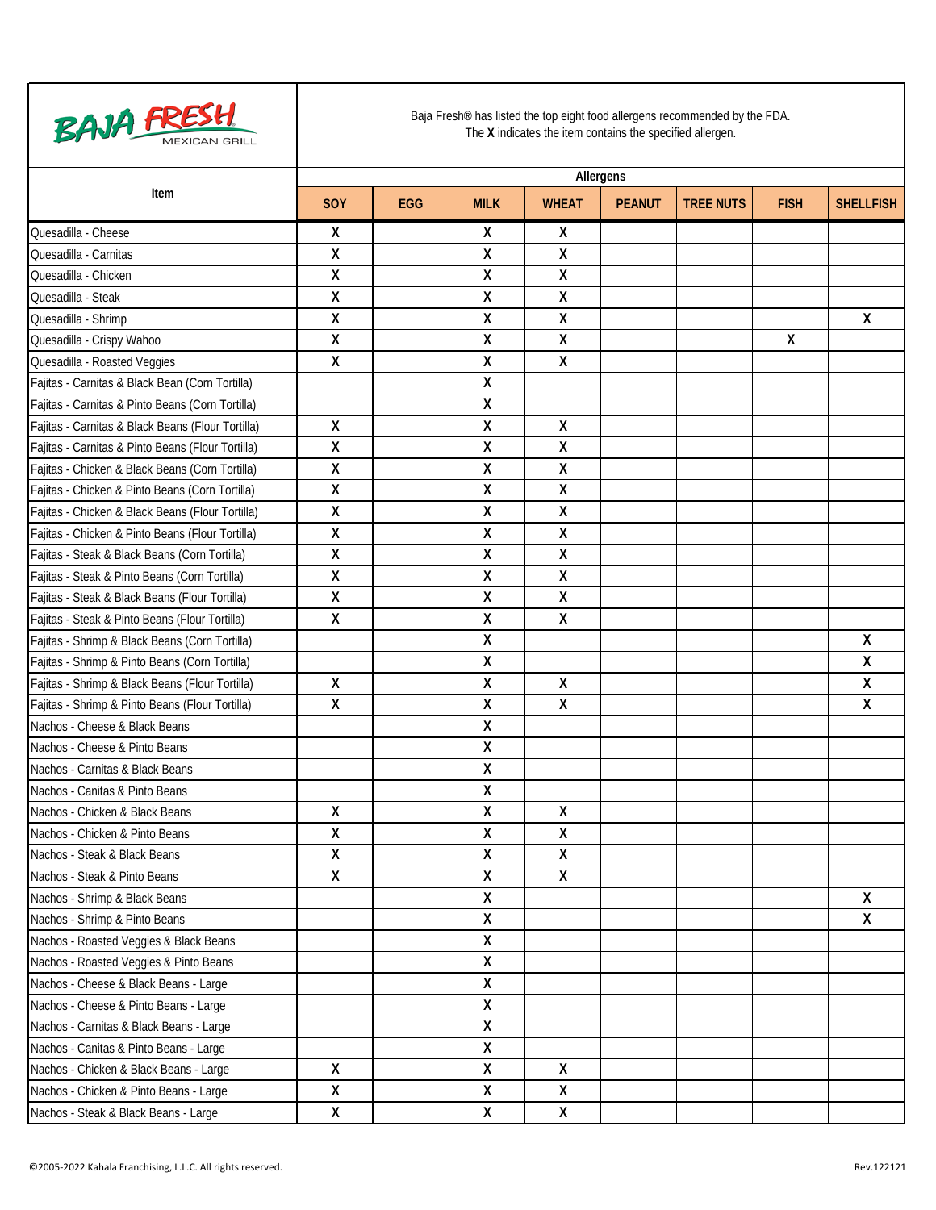BAJA FRESH MEXICAN GRILL

Baja Fresh® has listed the top eight food allergens recommended by the FDA.
The **X** indicates the item contains the specified allergen.

| Item | Allergens | | | | | | | |
|---|---|---|---|---|---|---|---|---|
| | SOY | EGG | MILK | WHEAT | PEANUT | TREE NUTS | FISH | SHELLFISH |
| Quesadilla - Cheese | X | | X | X | | | | |
| Quesadilla - Carnitas | X | | X | X | | | | |
| Quesadilla - Chicken | X | | X | X | | | | |
| Quesadilla - Steak | X | | X | X | | | | |
| Quesadilla - Shrimp | X | | X | X | | | | X |
| Quesadilla - Crispy Wahoo | X | | X | X | | | X | |
| Quesadilla - Roasted Veggies | X | | X | X | | | | |
| Fajitas - Carnitas & Black Bean (Corn Tortilla) | | | X | | | | | |
| Fajitas - Carnitas & Pinto Beans (Corn Tortilla) | | | X | | | | | |
| Fajitas - Carnitas & Black Beans (Flour Tortilla) | X | | X | X | | | | |
| Fajitas - Carnitas & Pinto Beans (Flour Tortilla) | X | | X | X | | | | |
| Fajitas - Chicken & Black Beans (Corn Tortilla) | X | | X | X | | | | |
| Fajitas - Chicken & Pinto Beans (Corn Tortilla) | X | | X | X | | | | |
| Fajitas - Chicken & Black Beans (Flour Tortilla) | X | | X | X | | | | |
| Fajitas - Chicken & Pinto Beans (Flour Tortilla) | X | | X | X | | | | |
| Fajitas - Steak & Black Beans (Corn Tortilla) | X | | X | X | | | | |
| Fajitas - Steak & Pinto Beans (Corn Tortilla) | X | | X | X | | | | |
| Fajitas - Steak & Black Beans (Flour Tortilla) | X | | X | X | | | | |
| Fajitas - Steak & Pinto Beans (Flour Tortilla) | X | | X | X | | | | |
| Fajitas - Shrimp & Black Beans (Corn Tortilla) | | | X | | | | | X |
| Fajitas - Shrimp & Pinto Beans (Corn Tortilla) | | | X | | | | | X |
| Fajitas - Shrimp & Black Beans (Flour Tortilla) | X | | X | X | | | | X |
| Fajitas - Shrimp & Pinto Beans (Flour Tortilla) | X | | X | X | | | | X |
| Nachos - Cheese & Black Beans | | | X | | | | | |
| Nachos - Cheese & Pinto Beans | | | X | | | | | |
| Nachos - Carnitas & Black Beans | | | X | | | | | |
| Nachos - Canitas & Pinto Beans | | | X | | | | | |
| Nachos - Chicken & Black Beans | X | | X | X | | | | |
| Nachos - Chicken & Pinto Beans | X | | X | X | | | | |
| Nachos - Steak & Black Beans | X | | X | X | | | | |
| Nachos - Steak & Pinto Beans | X | | X | X | | | | |
| Nachos - Shrimp & Black Beans | | | X | | | | | X |
| Nachos - Shrimp & Pinto Beans | | | X | | | | | X |
| Nachos - Roasted Veggies & Black Beans | | | X | | | | | |
| Nachos - Roasted Veggies & Pinto Beans | | | X | | | | | |
| Nachos - Cheese & Black Beans - Large | | | X | | | | | |
| Nachos - Cheese & Pinto Beans - Large | | | X | | | | | |
| Nachos - Carnitas & Black Beans - Large | | | X | | | | | |
| Nachos - Canitas & Pinto Beans - Large | | | X | | | | | |
| Nachos - Chicken & Black Beans - Large | X | | X | X | | | | |
| Nachos - Chicken & Pinto Beans - Large | X | | X | X | | | | |
| Nachos - Steak & Black Beans - Large | X | | X | X | | | | |

©2005-2022 Kahala Franchising, L.L.C. All rights reserved.

Rev.122121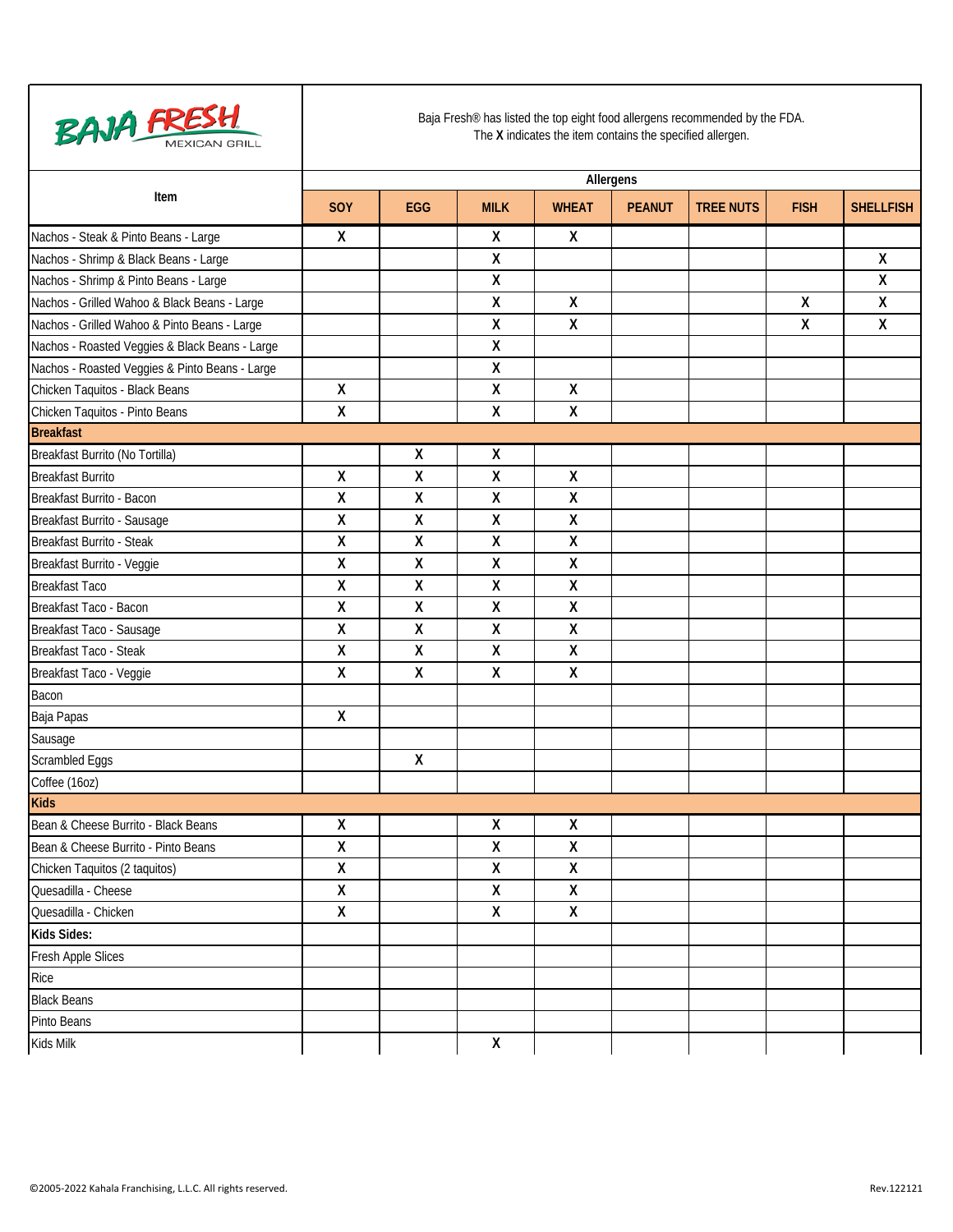Baja Fresh® has listed the top eight food allergens recommended by the FDA.
The **X** indicates the item contains the specified allergen.

| Item | Allergens | | | | | | | |
|---|---|---|---|---|---|---|---|---|
| | SOY | EGG | MILK | WHEAT | PEANUT | TREE NUTS | FISH | SHELLFISH |
| Nachos - Steak & Pinto Beans - Large | X | | X | X | | | | |
| Nachos - Shrimp & Black Beans - Large | | | X | | | | | X |
| Nachos - Shrimp & Pinto Beans - Large | | | X | | | | | X |
| Nachos - Grilled Wahoo & Black Beans - Large | | | X | X | | | X | X |
| Nachos - Grilled Wahoo & Pinto Beans - Large | | | X | X | | | X | X |
| Nachos - Roasted Veggies & Black Beans - Large | | | X | | | | | |
| Nachos - Roasted Veggies & Pinto Beans - Large | | | X | | | | | |
| Chicken Taquitos - Black Beans | X | | X | X | | | | |
| Chicken Taquitos - Pinto Beans | X | | X | X | | | | |
| **Breakfast** | | | | | | | | |
| Breakfast Burrito (No Tortilla) | | X | X | | | | | |
| Breakfast Burrito | X | X | X | X | | | | |
| Breakfast Burrito - Bacon | X | X | X | X | | | | |
| Breakfast Burrito - Sausage | X | X | X | X | | | | |
| Breakfast Burrito - Steak | X | X | X | X | | | | |
| Breakfast Burrito - Veggie | X | X | X | X | | | | |
| Breakfast Taco | X | X | X | X | | | | |
| Breakfast Taco - Bacon | X | X | X | X | | | | |
| Breakfast Taco - Sausage | X | X | X | X | | | | |
| Breakfast Taco - Steak | X | X | X | X | | | | |
| Breakfast Taco - Veggie | X | X | X | X | | | | |
| Bacon | | | | | | | | |
| Baja Papas | X | | | | | | | |
| Sausage | | | | | | | | |
| Scrambled Eggs | | X | | | | | | |
| Coffee (16oz) | | | | | | | | |
| **Kids** | | | | | | | | |
| Bean & Cheese Burrito - Black Beans | X | | X | X | | | | |
| Bean & Cheese Burrito - Pinto Beans | X | | X | X | | | | |
| Chicken Taquitos (2 taquitos) | X | | X | X | | | | |
| Quesadilla - Cheese | X | | X | X | | | | |
| Quesadilla - Chicken | X | | X | X | | | | |
| **Kids Sides:** | | | | | | | | |
| Fresh Apple Slices | | | | | | | | |
| Rice | | | | | | | | |
| Black Beans | | | | | | | | |
| Pinto Beans | | | | | | | | |
| Kids Milk | | | X | | | | | |

©2005-2022 Kahala Franchising, L.L.C. All rights reserved. Rev.122121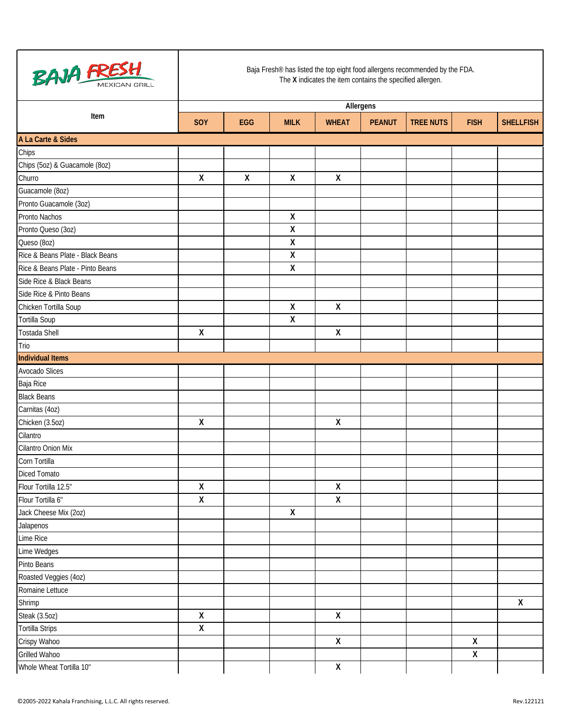BAJA FRESH MEXICAN GRILL

Baja Fresh® has listed the top eight food allergens recommended by the FDA.
The **X** indicates the item contains the specified allergen.

| Item | Allergens | | | | | | | |
|---|---|---|---|---|---|---|---|---|
| | SOY | EGG | MILK | WHEAT | PEANUT | TREE NUTS | FISH | SHELLFISH |
| **A La Carte & Sides** | | | | | | | | |
| Chips | | | | | | | | |
| Chips (5oz) & Guacamole (8oz) | | | | | | | | |
| Churro | X | X | X | X | | | | |
| Guacamole (8oz) | | | | | | | | |
| Pronto Guacamole (3oz) | | | | | | | | |
| Pronto Nachos | | | X | | | | | |
| Pronto Queso (3oz) | | | X | | | | | |
| Queso (8oz) | | | X | | | | | |
| Rice & Beans Plate - Black Beans | | | X | | | | | |
| Rice & Beans Plate - Pinto Beans | | | X | | | | | |
| Side Rice & Black Beans | | | | | | | | |
| Side Rice & Pinto Beans | | | | | | | | |
| Chicken Tortilla Soup | | | X | X | | | | |
| Tortilla Soup | | | X | | | | | |
| Tostada Shell | X | | | X | | | | |
| Trio | | | | | | | | |
| **Individual Items** | | | | | | | | |
| Avocado Slices | | | | | | | | |
| Baja Rice | | | | | | | | |
| Black Beans | | | | | | | | |
| Carnitas (4oz) | | | | | | | | |
| Chicken (3.5oz) | X | | | X | | | | |
| Cilantro | | | | | | | | |
| Cilantro Onion Mix | | | | | | | | |
| Corn Tortilla | | | | | | | | |
| Diced Tomato | | | | | | | | |
| Flour Tortilla 12.5" | X | | | X | | | | |
| Flour Tortilla 6" | X | | | X | | | | |
| Jack Cheese Mix (2oz) | | | X | | | | | |
| Jalapenos | | | | | | | | |
| Lime Rice | | | | | | | | |
| Lime Wedges | | | | | | | | |
| Pinto Beans | | | | | | | | |
| Roasted Veggies (4oz) | | | | | | | | |
| Romaine Lettuce | | | | | | | | |
| Shrimp | | | | | | | | X |
| Steak (3.5oz) | X | | | X | | | | |
| Tortilla Strips | X | | | | | | | |
| Crispy Wahoo | | | | X | | | X | |
| Grilled Wahoo | | | | | | | X | |
| Whole Wheat Tortilla 10" | | | | X | | | | |

©2005-2022 Kahala Franchising, L.L.C. All rights reserved. Rev.122121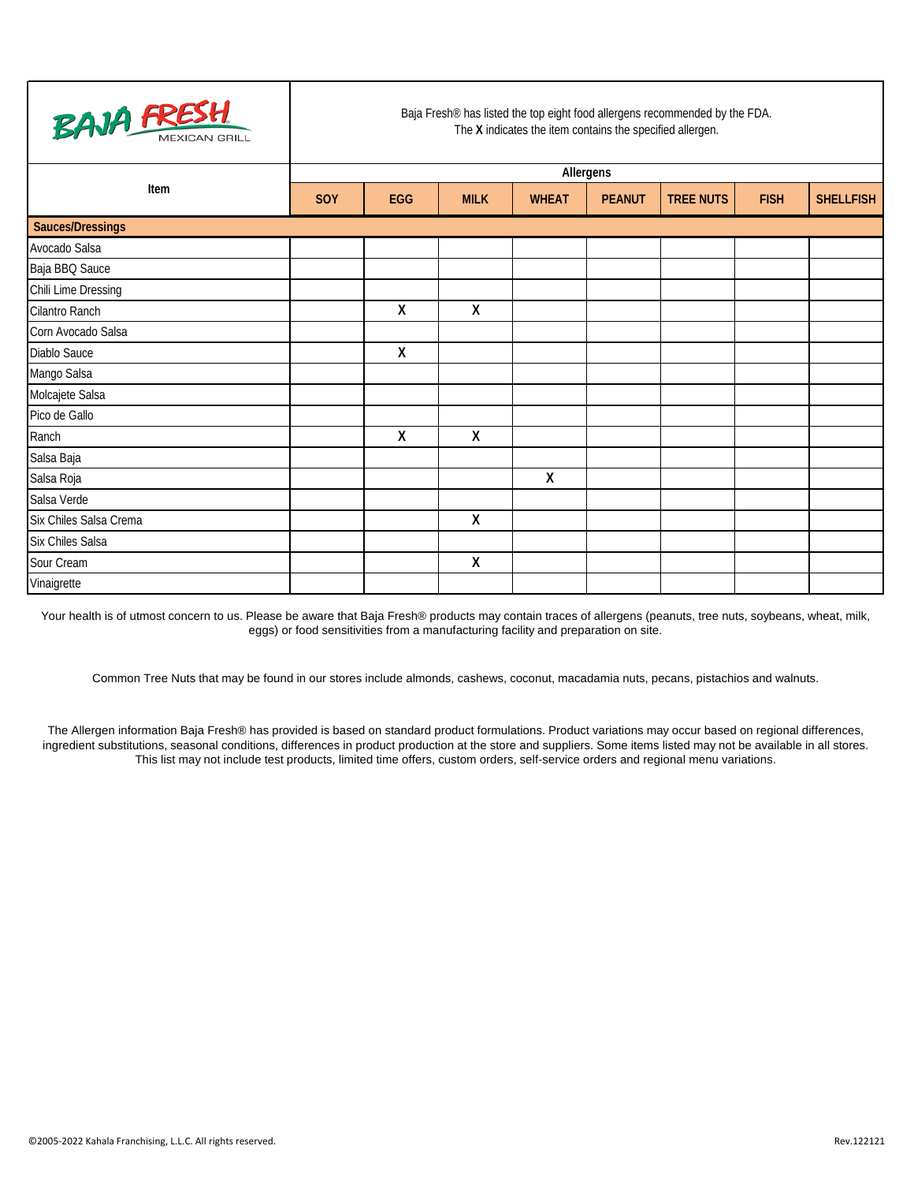BAJA FRESH MEXICAN GRILL

Baja Fresh® has listed the top eight food allergens recommended by the FDA.
The **X** indicates the item contains the specified allergen.

| Item | Allergens | | | | | | | |
|---|---|---|---|---|---|---|---|---|
| | SOY | EGG | MILK | WHEAT | PEANUT | TREE NUTS | FISH | SHELLFISH |
| **Sauces/Dressings** | | | | | | | | |
| Avocado Salsa | | | | | | | | |
| Baja BBQ Sauce | | | | | | | | |
| Chili Lime Dressing | | | | | | | | |
| Cilantro Ranch | | X | X | | | | | |
| Corn Avocado Salsa | | | | | | | | |
| Diablo Sauce | | X | | | | | | |
| Mango Salsa | | | | | | | | |
| Molcajete Salsa | | | | | | | | |
| Pico de Gallo | | | | | | | | |
| Ranch | | X | X | | | | | |
| Salsa Baja | | | | | | | | |
| Salsa Roja | | | | X | | | | |
| Salsa Verde | | | | | | | | |
| Six Chiles Salsa Crema | | | X | | | | | |
| Six Chiles Salsa | | | | | | | | |
| Sour Cream | | | X | | | | | |
| Vinaigrette | | | | | | | | |

Your health is of utmost concern to us. Please be aware that Baja Fresh® products may contain traces of allergens (peanuts, tree nuts, soybeans, wheat, milk, eggs) or food sensitivities from a manufacturing facility and preparation on site.

Common Tree Nuts that may be found in our stores include almonds, cashews, coconut, macadamia nuts, pecans, pistachios and walnuts.

The Allergen information Baja Fresh® has provided is based on standard product formulations. Product variations may occur based on regional differences, ingredient substitutions, seasonal conditions, differences in product production at the store and suppliers. Some items listed may not be available in all stores. This list may not include test products, limited time offers, custom orders, self-service orders and regional menu variations.

©2005-2022 Kahala Franchising, L.L.C. All rights reserved.

Rev.122121